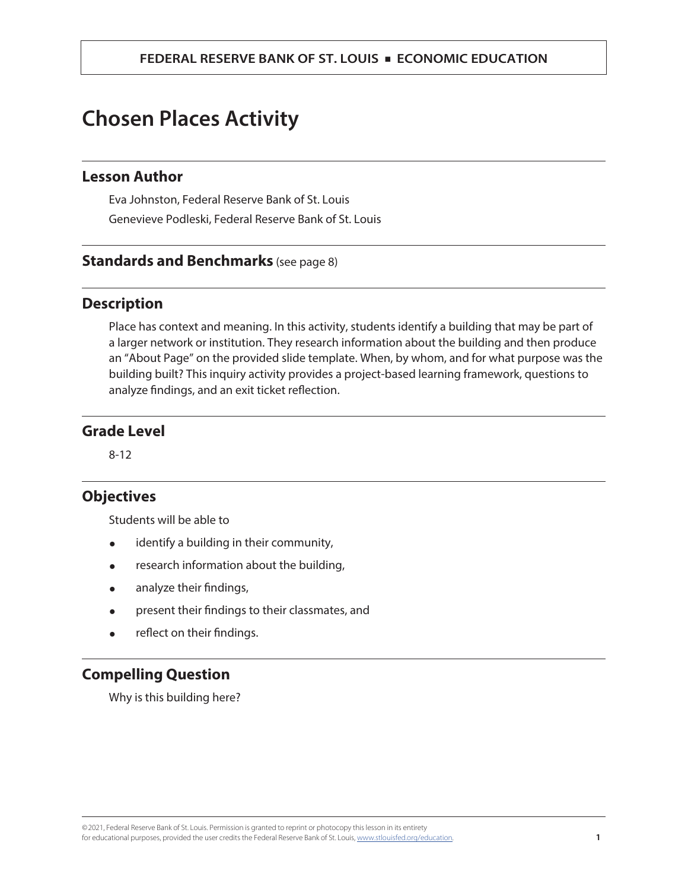# Chosen Places Activity

## Lesson Author

Eva Johnston, Federal Reserve Bank of St. Louis

Genevieve Podleski, Federal Reserve Bank of St. Louis

## Standards and Benchmarks (see page 8)

## Description

Place has context and meaning. In this activity, students identify a building that may be part of a larger network or institution. They research information about the building and then produce an "About Page" on the provided slide template. When, by whom, and for what purpose was the building built? This inquiry activity provides a project-based learning framework, questions to analyze findings, and an exit ticket reflection.

## Grade Level

8-12

## Objectives

Students will be able to

- identify a building in their community,
- research information about the building,
- analyze their findings,
- present their findings to their classmates, and
- reflect on their findings.

## Compelling Question

Why is this building here?

©2021, Federal Reserve Bank of St. Louis. Permission is granted to reprint or photocopy this lesson in its entirety for educational purposes, provided the user credits the Federal Reserve Bank of St. Louis, www.stlouisfed.org/education.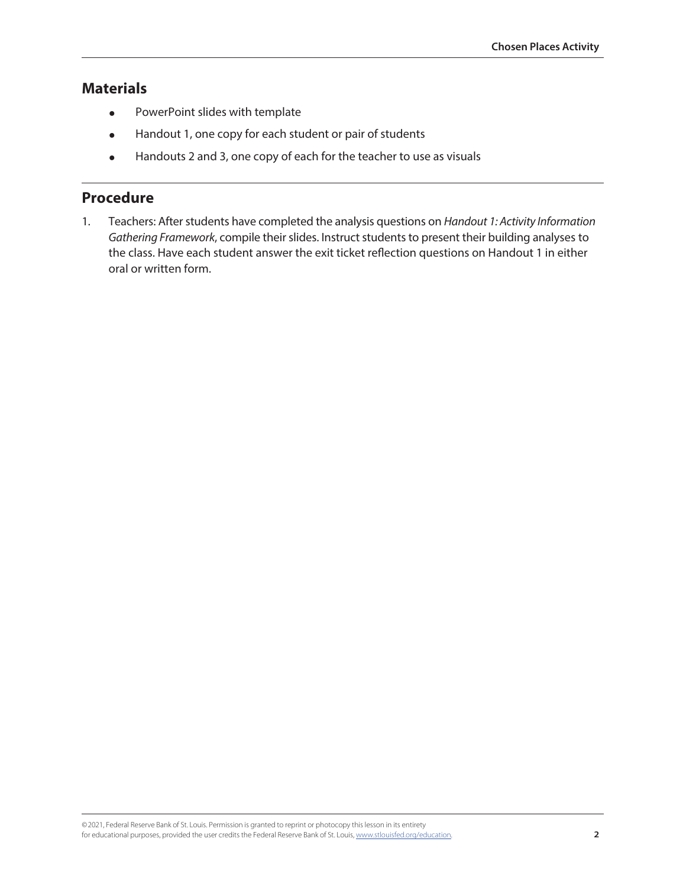## Materials

- PowerPoint slides with template
- Handout 1, one copy for each student or pair of students
- Handouts 2 and 3, one copy of each for the teacher to use as visuals

## Procedure

1. Teachers: After students have completed the analysis questions on *Handout 1: Activity Information Gathering Framework*, compile their slides. Instruct students to present their building analyses to the class. Have each student answer the exit ticket reflection questions on Handout 1 in either oral or written form.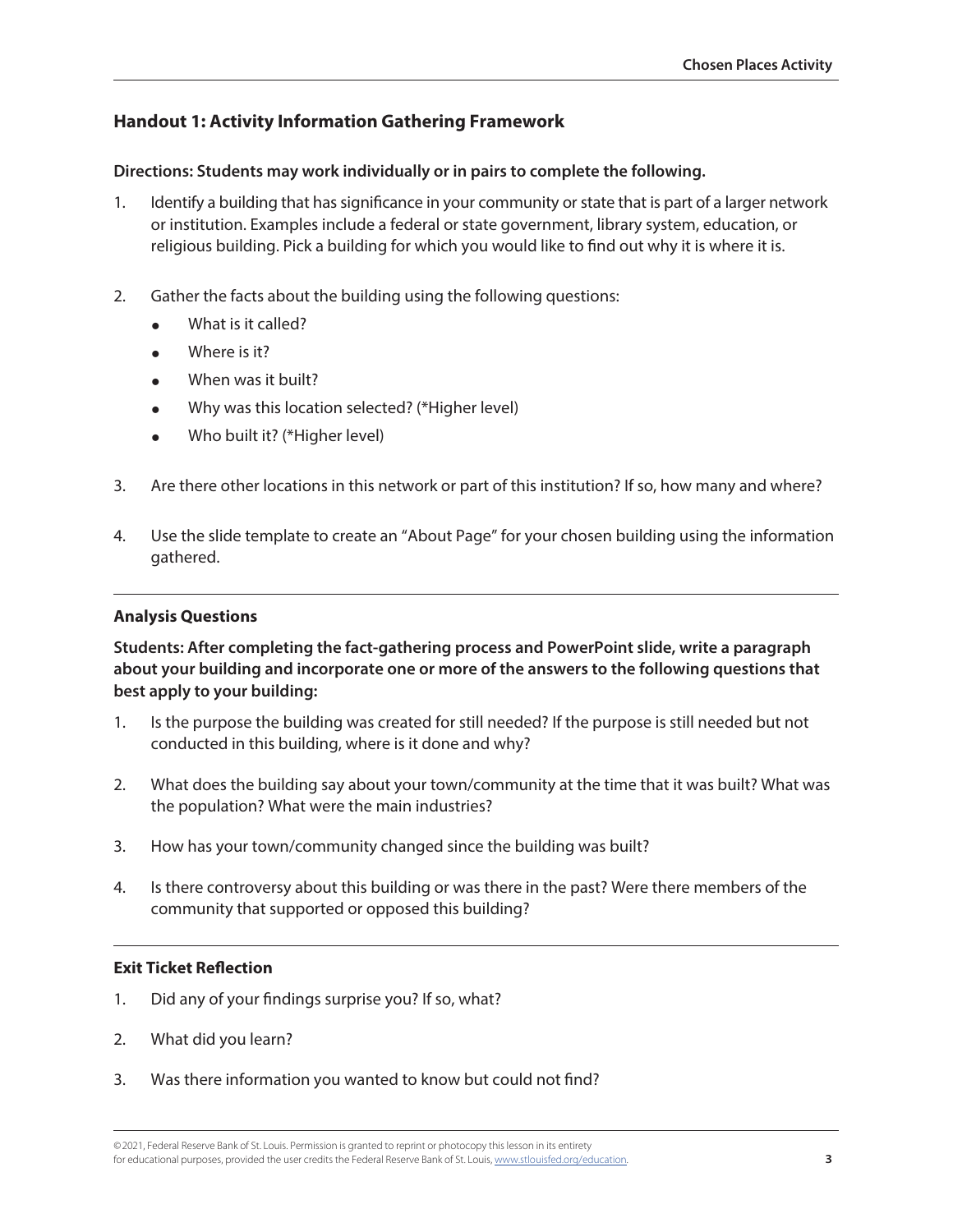## Handout 1: Activity Information Gathering Framework

**Directions: Students may work individually or in pairs to complete the following.**

1. Identify a building that has significance in your community or state that is part of a larger network or institution. Examples include a federal or state government, library system, education, or religious building. Pick a building for which you would like to find out why it is where it is.

2. Gather the facts about the building using the following questions:
   - What is it called?
   - Where is it?
   - When was it built?
   - Why was this location selected? (*Higher level)
   - Who built it? (*Higher level)

3. Are there other locations in this network or part of this institution? If so, how many and where?

4. Use the slide template to create an "About Page" for your chosen building using the information gathered.

---

### Analysis Questions

**Students: After completing the fact-gathering process and PowerPoint slide, write a paragraph about your building and incorporate one or more of the answers to the following questions that best apply to your building:**

1. Is the purpose the building was created for still needed? If the purpose is still needed but not conducted in this building, where is it done and why?

2. What does the building say about your town/community at the time that it was built? What was the population? What were the main industries?

3. How has your town/community changed since the building was built?

4. Is there controversy about this building or was there in the past? Were there members of the community that supported or opposed this building?

---

### Exit Ticket Reflection

1. Did any of your findings surprise you? If so, what?

2. What did you learn?

3. Was there information you wanted to know but could not find?

©2021, Federal Reserve Bank of St. Louis. Permission is granted to reprint or photocopy this lesson in its entirety for educational purposes, provided the user credits the Federal Reserve Bank of St. Louis, www.stlouisfed.org/education.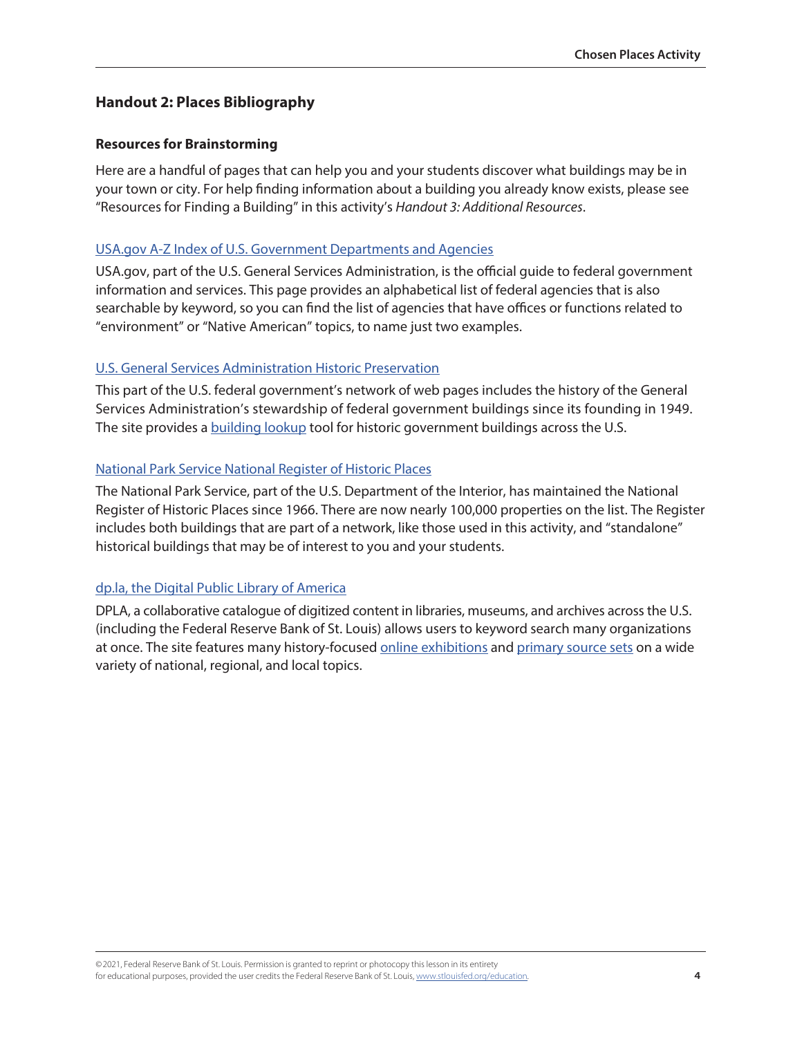## Handout 2: Places Bibliography

### Resources for Brainstorming

Here are a handful of pages that can help you and your students discover what buildings may be in your town or city. For help finding information about a building you already know exists, please see "Resources for Finding a Building" in this activity's *Handout 3: Additional Resources*.

USA.gov A-Z Index of U.S. Government Departments and Agencies

USA.gov, part of the U.S. General Services Administration, is the official guide to federal government information and services. This page provides an alphabetical list of federal agencies that is also searchable by keyword, so you can find the list of agencies that have offices or functions related to "environment" or "Native American" topics, to name just two examples.

U.S. General Services Administration Historic Preservation

This part of the U.S. federal government's network of web pages includes the history of the General Services Administration's stewardship of federal government buildings since its founding in 1949. The site provides a building lookup tool for historic government buildings across the U.S.

National Park Service National Register of Historic Places

The National Park Service, part of the U.S. Department of the Interior, has maintained the National Register of Historic Places since 1966. There are now nearly 100,000 properties on the list. The Register includes both buildings that are part of a network, like those used in this activity, and "standalone" historical buildings that may be of interest to you and your students.

dp.la, the Digital Public Library of America

DPLA, a collaborative catalogue of digitized content in libraries, museums, and archives across the U.S. (including the Federal Reserve Bank of St. Louis) allows users to keyword search many organizations at once. The site features many history-focused online exhibitions and primary source sets on a wide variety of national, regional, and local topics.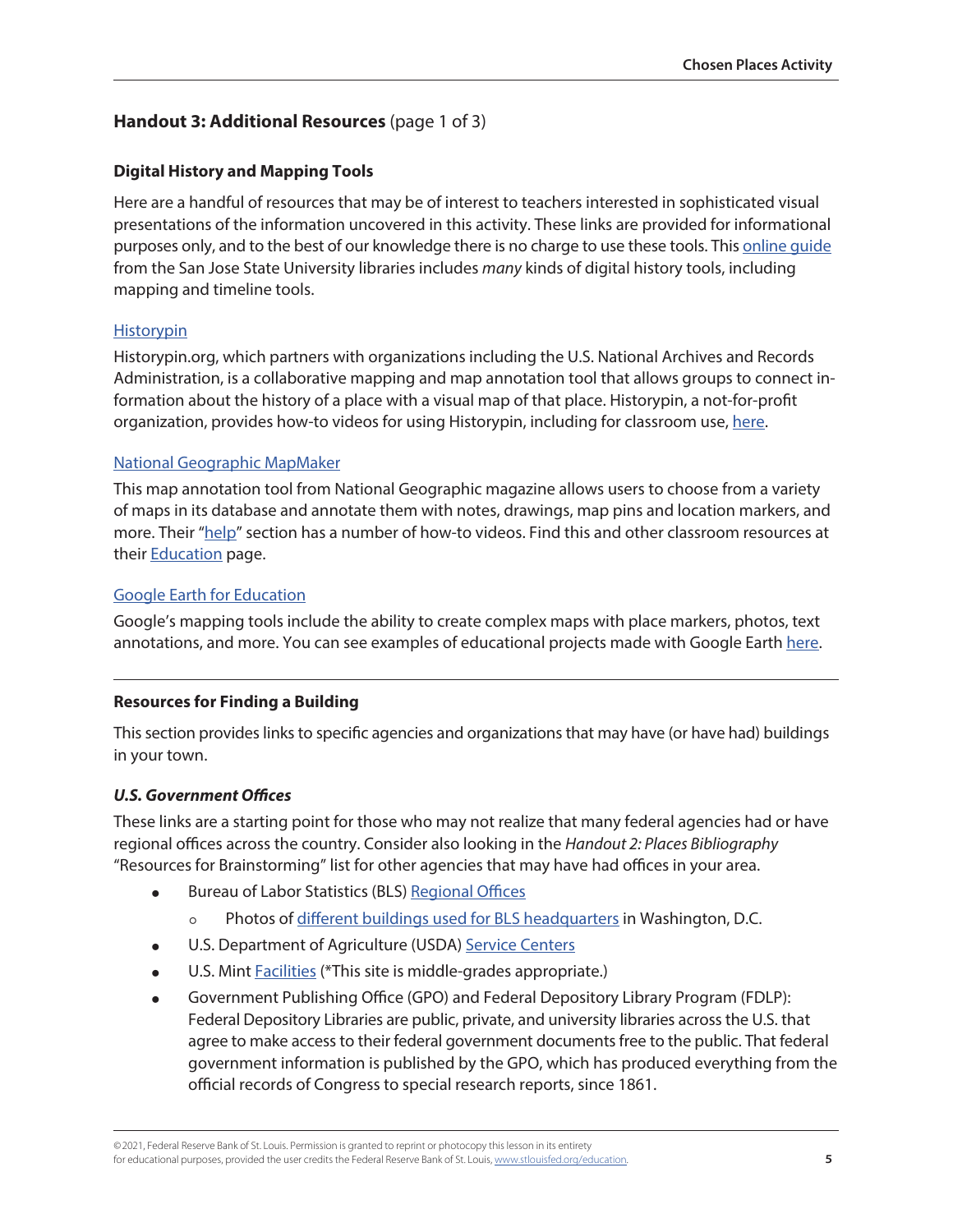## **Handout 3: Additional Resources** (page 1 of 3)

### Digital History and Mapping Tools

Here are a handful of resources that may be of interest to teachers interested in sophisticated visual presentations of the information uncovered in this activity. These links are provided for informational purposes only, and to the best of our knowledge there is no charge to use these tools. This online guide from the San Jose State University libraries includes *many* kinds of digital history tools, including mapping and timeline tools.

Historypin

Historypin.org, which partners with organizations including the U.S. National Archives and Records Administration, is a collaborative mapping and map annotation tool that allows groups to connect information about the history of a place with a visual map of that place. Historypin, a not-for-profit organization, provides how-to videos for using Historypin, including for classroom use, here.

National Geographic MapMaker

This map annotation tool from National Geographic magazine allows users to choose from a variety of maps in its database and annotate them with notes, drawings, map pins and location markers, and more. Their "help" section has a number of how-to videos. Find this and other classroom resources at their Education page.

Google Earth for Education

Google's mapping tools include the ability to create complex maps with place markers, photos, text annotations, and more. You can see examples of educational projects made with Google Earth here.

---

### Resources for Finding a Building

This section provides links to specific agencies and organizations that may have (or have had) buildings in your town.

#### *U.S. Government Offices*

These links are a starting point for those who may not realize that many federal agencies had or have regional offices across the country. Consider also looking in the *Handout 2: Places Bibliography* "Resources for Brainstorming" list for other agencies that may have had offices in your area.

- Bureau of Labor Statistics (BLS) Regional Offices
  - Photos of different buildings used for BLS headquarters in Washington, D.C.
- U.S. Department of Agriculture (USDA) Service Centers
- U.S. Mint Facilities (*This site is middle-grades appropriate.)
- Government Publishing Office (GPO) and Federal Depository Library Program (FDLP): Federal Depository Libraries are public, private, and university libraries across the U.S. that agree to make access to their federal government documents free to the public. That federal government information is published by the GPO, which has produced everything from the official records of Congress to special research reports, since 1861.

©2021, Federal Reserve Bank of St. Louis. Permission is granted to reprint or photocopy this lesson in its entirety for educational purposes, provided the user credits the Federal Reserve Bank of St. Louis, www.stlouisfed.org/education.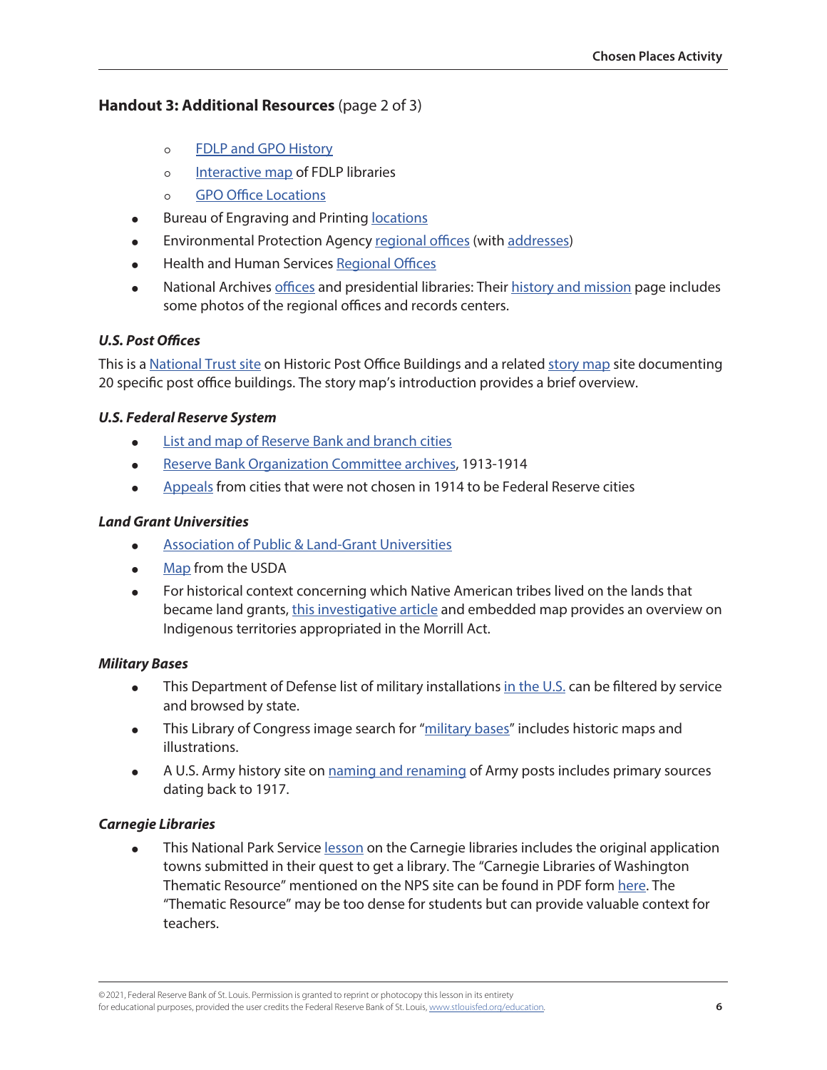## Handout 3: Additional Resources (page 2 of 3)

  - FDLP and GPO History
  - Interactive map of FDLP libraries
  - GPO Office Locations
- Bureau of Engraving and Printing locations
- Environmental Protection Agency regional offices (with addresses)
- Health and Human Services Regional Offices
- National Archives offices and presidential libraries: Their history and mission page includes some photos of the regional offices and records centers.

### *U.S. Post Offices*

This is a National Trust site on Historic Post Office Buildings and a related story map site documenting 20 specific post office buildings. The story map's introduction provides a brief overview.

### *U.S. Federal Reserve System*

- List and map of Reserve Bank and branch cities
- Reserve Bank Organization Committee archives, 1913-1914
- Appeals from cities that were not chosen in 1914 to be Federal Reserve cities

### *Land Grant Universities*

- Association of Public & Land-Grant Universities
- Map from the USDA
- For historical context concerning which Native American tribes lived on the lands that became land grants, this investigative article and embedded map provides an overview on Indigenous territories appropriated in the Morrill Act.

### *Military Bases*

- This Department of Defense list of military installations in the U.S. can be filtered by service and browsed by state.
- This Library of Congress image search for "military bases" includes historic maps and illustrations.
- A U.S. Army history site on naming and renaming of Army posts includes primary sources dating back to 1917.

### *Carnegie Libraries*

- This National Park Service lesson on the Carnegie libraries includes the original application towns submitted in their quest to get a library. The "Carnegie Libraries of Washington Thematic Resource" mentioned on the NPS site can be found in PDF form here. The "Thematic Resource" may be too dense for students but can provide valuable context for teachers.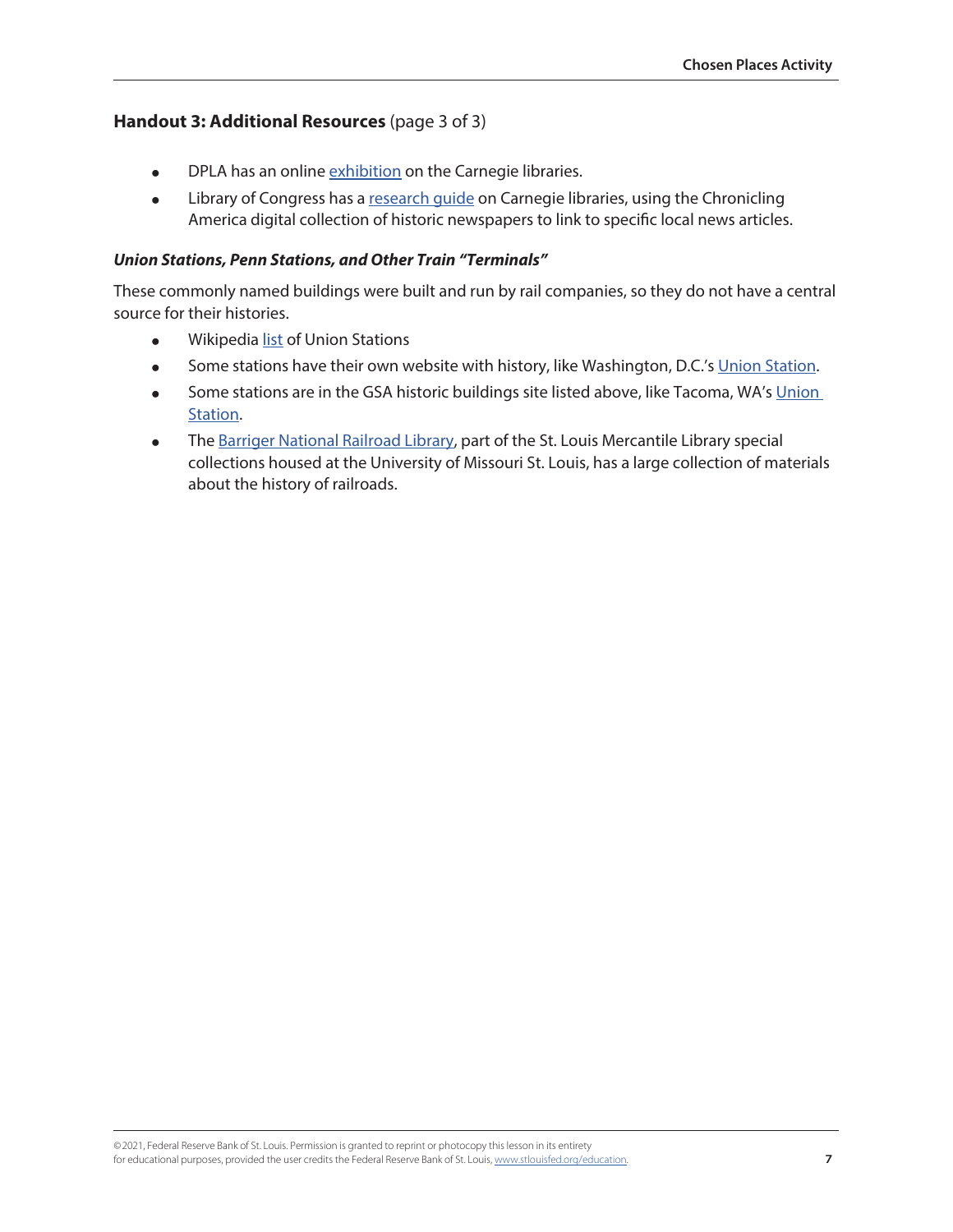## Handout 3: Additional Resources (page 3 of 3)

- DPLA has an online exhibition on the Carnegie libraries.
- Library of Congress has a research guide on Carnegie libraries, using the Chronicling America digital collection of historic newspapers to link to specific local news articles.

***Union Stations, Penn Stations, and Other Train "Terminals"***

These commonly named buildings were built and run by rail companies, so they do not have a central source for their histories.

- Wikipedia list of Union Stations
- Some stations have their own website with history, like Washington, D.C.'s Union Station.
- Some stations are in the GSA historic buildings site listed above, like Tacoma, WA's Union Station.
- The Barriger National Railroad Library, part of the St. Louis Mercantile Library special collections housed at the University of Missouri St. Louis, has a large collection of materials about the history of railroads.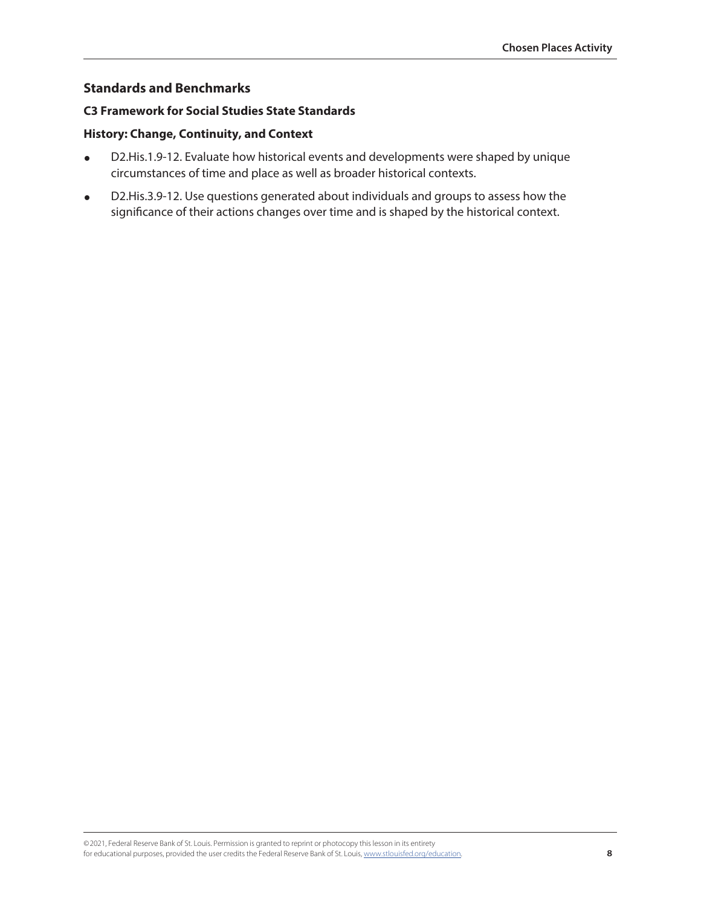## Standards and Benchmarks

### C3 Framework for Social Studies State Standards

### History: Change, Continuity, and Context

- D2.His.1.9-12. Evaluate how historical events and developments were shaped by unique circumstances of time and place as well as broader historical contexts.
- D2.His.3.9-12. Use questions generated about individuals and groups to assess how the significance of their actions changes over time and is shaped by the historical context.